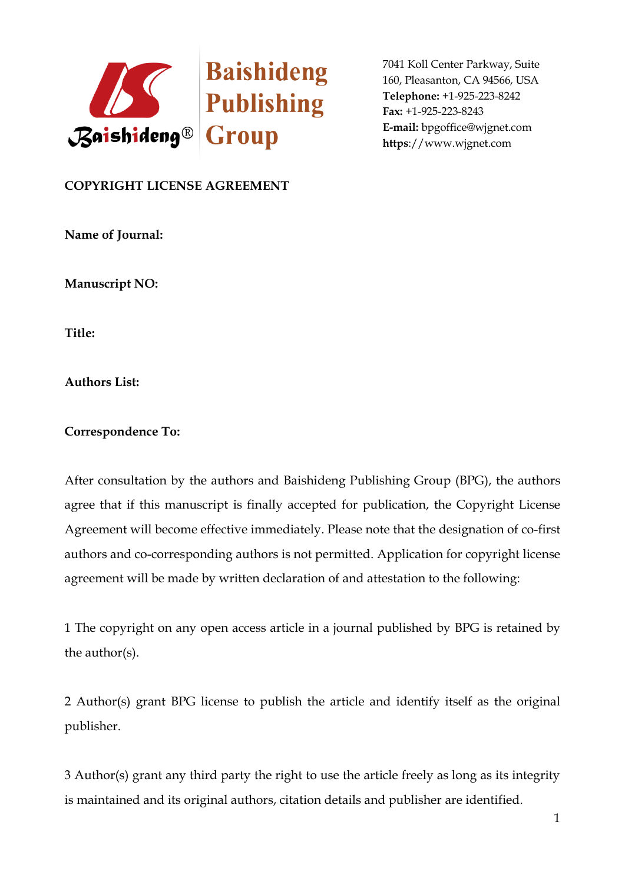Baishideng Publishing Group

7041 Koll Center Parkway, Suite 160, Pleasanton, CA 94566, USA
**Telephone:** +1-925-223-8242
**Fax:** +1-925-223-8243
**E-mail:** bpgoffice@wjgnet.com
**https**://www.wjgnet.com

**COPYRIGHT LICENSE AGREEMENT**

**Name of Journal:**

**Manuscript NO:**

**Title:**

**Authors List:**

**Correspondence To:**

After consultation by the authors and Baishideng Publishing Group (BPG), the authors agree that if this manuscript is finally accepted for publication, the Copyright License Agreement will become effective immediately. Please note that the designation of co-first authors and co-corresponding authors is not permitted. Application for copyright license agreement will be made by written declaration of and attestation to the following:

1 The copyright on any open access article in a journal published by BPG is retained by the author(s).

2 Author(s) grant BPG license to publish the article and identify itself as the original publisher.

3 Author(s) grant any third party the right to use the article freely as long as its integrity is maintained and its original authors, citation details and publisher are identified.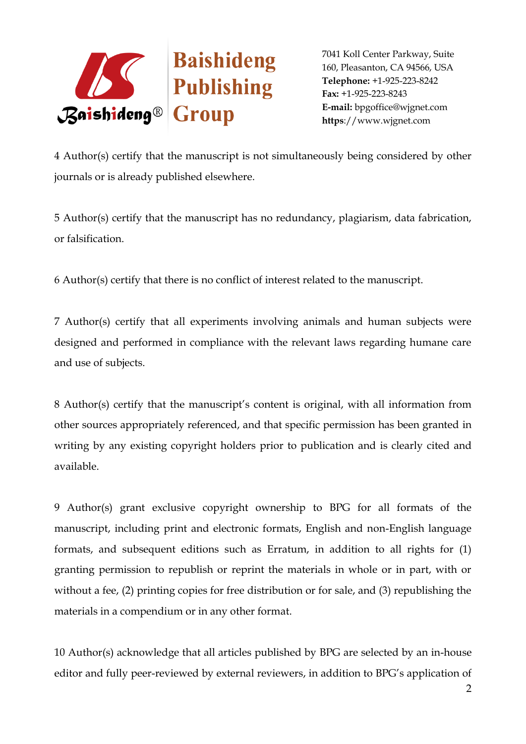4 Author(s) certify that the manuscript is not simultaneously being considered by other journals or is already published elsewhere.

5 Author(s) certify that the manuscript has no redundancy, plagiarism, data fabrication, or falsification.

6 Author(s) certify that there is no conflict of interest related to the manuscript.

7 Author(s) certify that all experiments involving animals and human subjects were designed and performed in compliance with the relevant laws regarding humane care and use of subjects.

8 Author(s) certify that the manuscript's content is original, with all information from other sources appropriately referenced, and that specific permission has been granted in writing by any existing copyright holders prior to publication and is clearly cited and available.

9 Author(s) grant exclusive copyright ownership to BPG for all formats of the manuscript, including print and electronic formats, English and non-English language formats, and subsequent editions such as Erratum, in addition to all rights for (1) granting permission to republish or reprint the materials in whole or in part, with or without a fee, (2) printing copies for free distribution or for sale, and (3) republishing the materials in a compendium or in any other format.

10 Author(s) acknowledge that all articles published by BPG are selected by an in-house editor and fully peer-reviewed by external reviewers, in addition to BPG's application of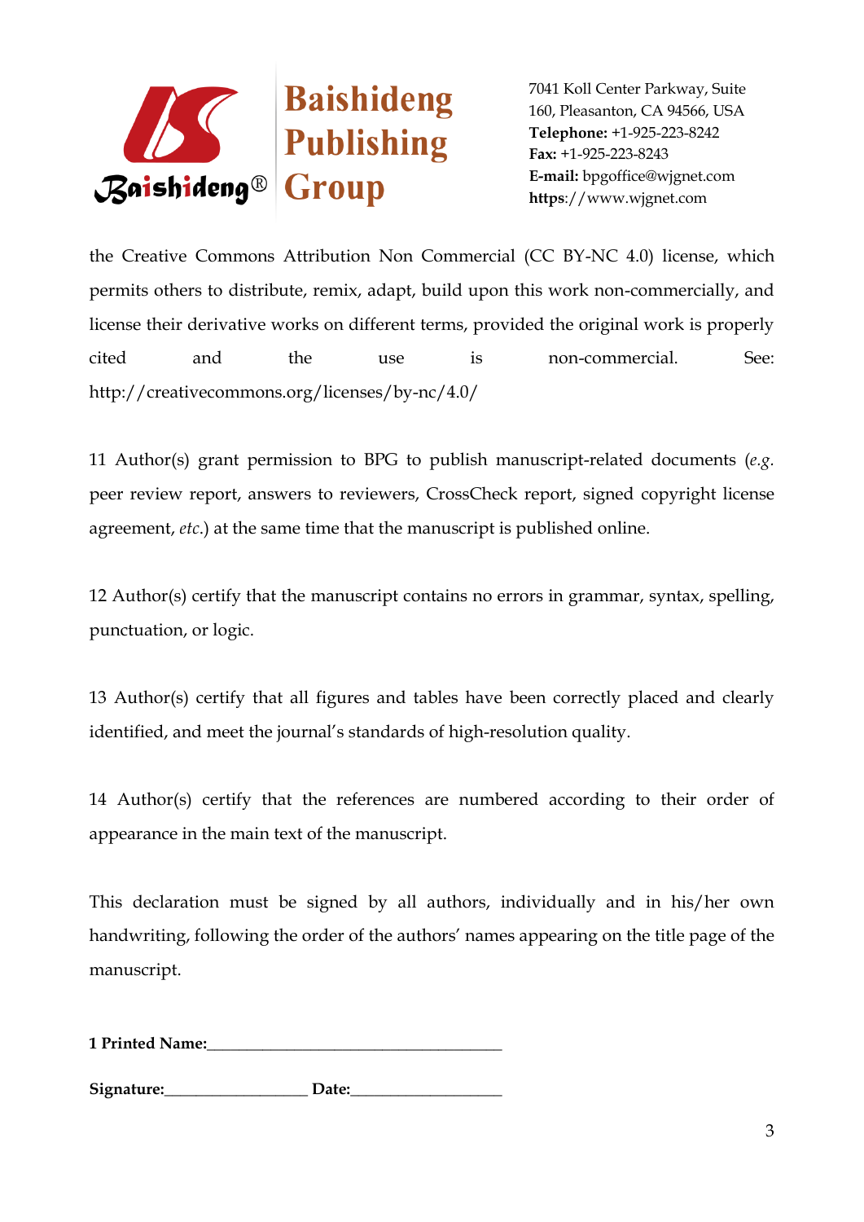the Creative Commons Attribution Non Commercial (CC BY-NC 4.0) license, which permits others to distribute, remix, adapt, build upon this work non-commercially, and license their derivative works on different terms, provided the original work is properly cited and the use is non-commercial. See: http://creativecommons.org/licenses/by-nc/4.0/

11 Author(s) grant permission to BPG to publish manuscript-related documents (*e.g.* peer review report, answers to reviewers, CrossCheck report, signed copyright license agreement, *etc*.) at the same time that the manuscript is published online.

12 Author(s) certify that the manuscript contains no errors in grammar, syntax, spelling, punctuation, or logic.

13 Author(s) certify that all figures and tables have been correctly placed and clearly identified, and meet the journal's standards of high-resolution quality.

14 Author(s) certify that the references are numbered according to their order of appearance in the main text of the manuscript.

This declaration must be signed by all authors, individually and in his/her own handwriting, following the order of the authors' names appearing on the title page of the manuscript.

**1 Printed Name:**___________________________________

**Signature:**_________________ **Date:**__________________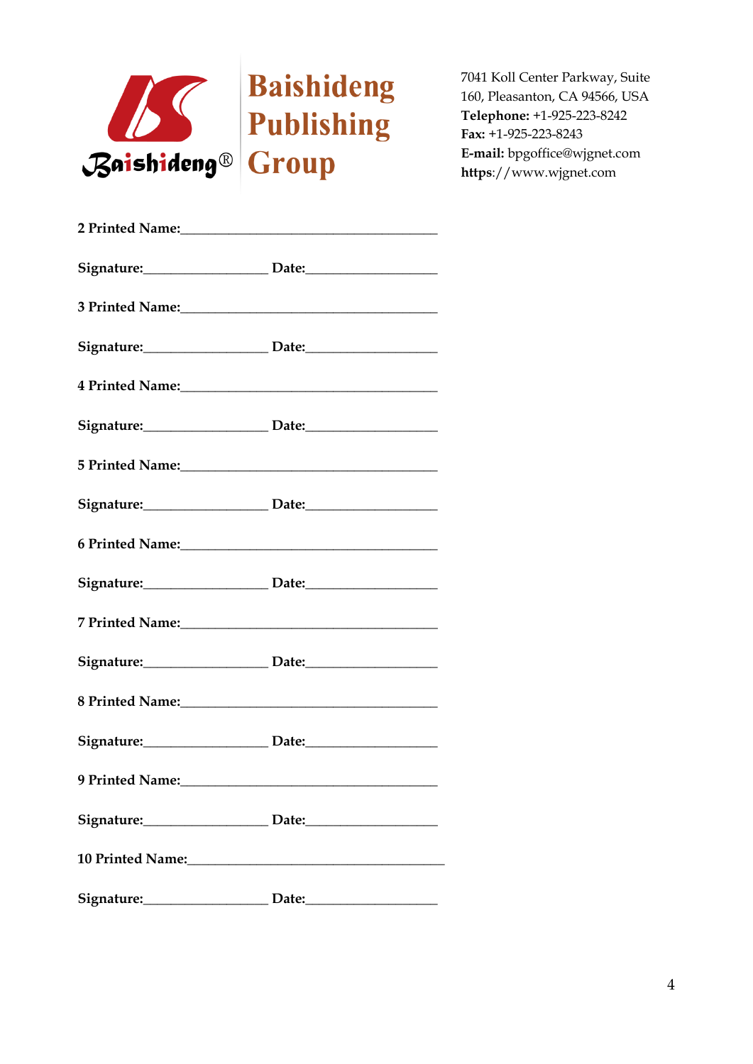Baishideng®

**Baishideng Publishing Group**

7041 Koll Center Parkway, Suite 160, Pleasanton, CA 94566, USA
**Telephone:** +1-925-223-8242
**Fax:** +1-925-223-8243
**E-mail:** bpgoffice@wjgnet.com
**https**://www.wjgnet.com

**2 Printed Name:**___________________________________

**Signature:**_________________ **Date:**__________________

**3 Printed Name:**___________________________________

**Signature:**_________________ **Date:**__________________

**4 Printed Name:**___________________________________

**Signature:**_________________ **Date:**__________________

**5 Printed Name:**___________________________________

**Signature:**_________________ **Date:**__________________

**6 Printed Name:**___________________________________

**Signature:**_________________ **Date:**__________________

**7 Printed Name:**___________________________________

**Signature:**_________________ **Date:**__________________

**8 Printed Name:**___________________________________

**Signature:**_________________ **Date:**__________________

**9 Printed Name:**___________________________________

**Signature:**_________________ **Date:**__________________

**10 Printed Name:**___________________________________

**Signature:**_________________ **Date:**__________________